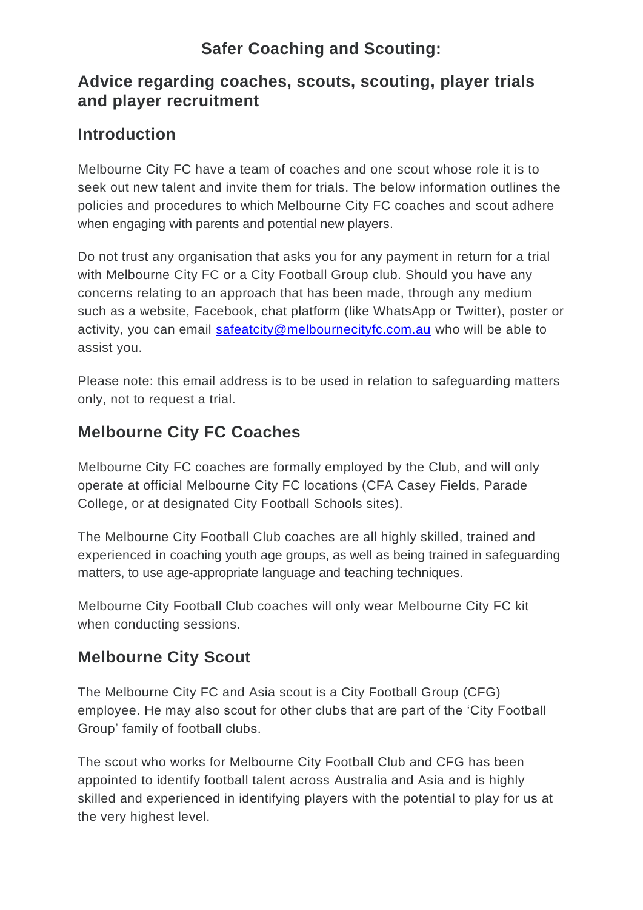# Safer Coaching and Scouting:

## Advice regarding coaches, scouts, scouting, player trials and player recruitment

## Introduction

Melbourne City FC have a team of coaches and one scout whose role it is to seek out new talent and invite them for trials. The below information outlines the policies and procedures to which Melbourne City FC coaches and scout adhere when engaging with parents and potential new players.

Do not trust any organisation that asks you for any payment in return for a trial with Melbourne City FC or a City Football Group club. Should you have any concerns relating to an approach that has been made, through any medium such as a website, Facebook, chat platform (like WhatsApp or Twitter), poster or activity, you can email safeatcity@melbournecityfc.com.au who will be able to assist you.

Please note: this email address is to be used in relation to safeguarding matters only, not to request a trial.

## Melbourne City FC Coaches

Melbourne City FC coaches are formally employed by the Club, and will only operate at official Melbourne City FC locations (CFA Casey Fields, Parade College, or at designated City Football Schools sites).

The Melbourne City Football Club coaches are all highly skilled, trained and experienced in coaching youth age groups, as well as being trained in safeguarding matters, to use age-appropriate language and teaching techniques.

Melbourne City Football Club coaches will only wear Melbourne City FC kit when conducting sessions.

## Melbourne City Scout

The Melbourne City FC and Asia scout is a City Football Group (CFG) employee. He may also scout for other clubs that are part of the 'City Football Group' family of football clubs.

The scout who works for Melbourne City Football Club and CFG has been appointed to identify football talent across Australia and Asia and is highly skilled and experienced in identifying players with the potential to play for us at the very highest level.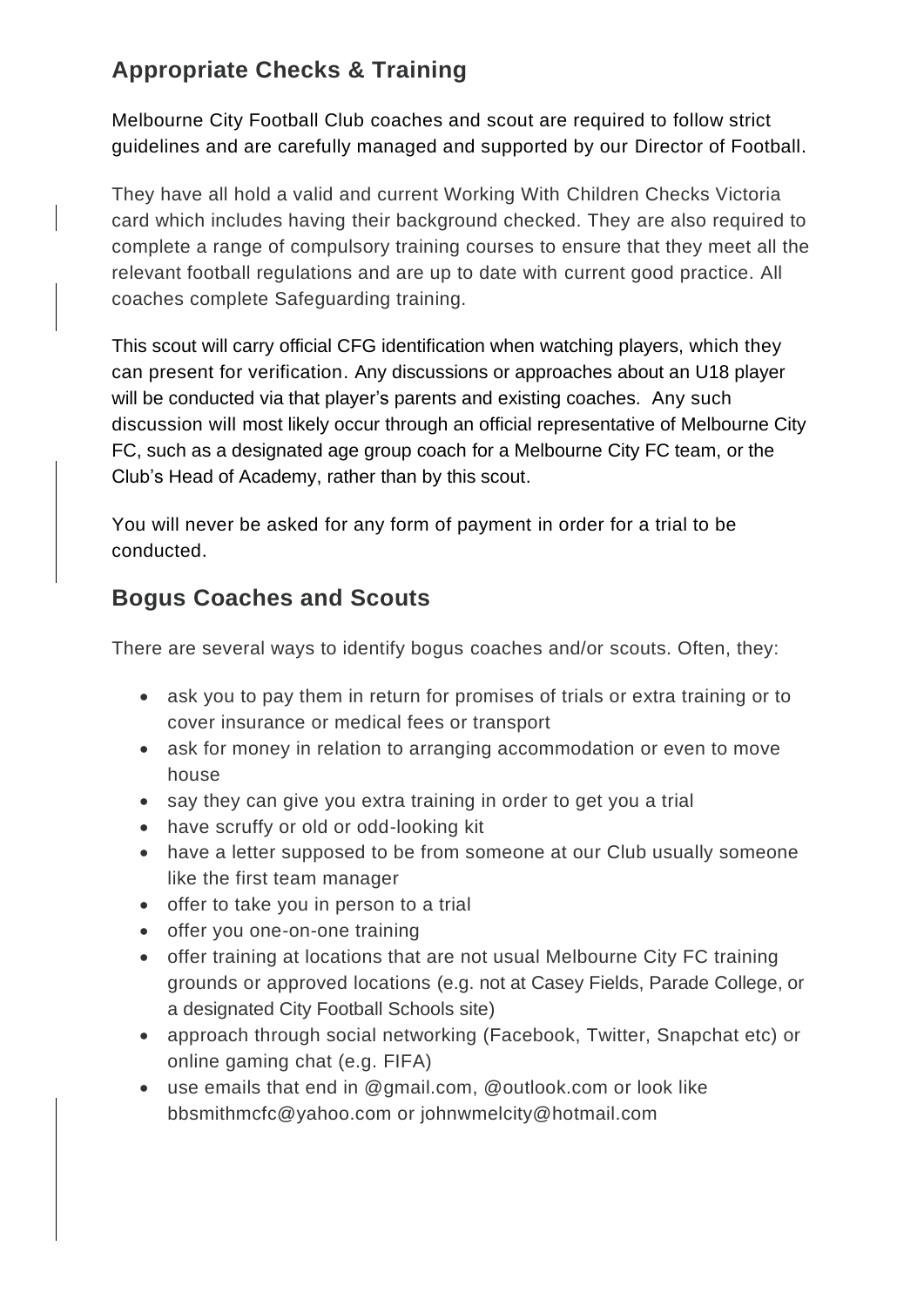## Appropriate Checks & Training

Melbourne City Football Club coaches and scout are required to follow strict guidelines and are carefully managed and supported by our Director of Football.

They have all hold a valid and current Working With Children Checks Victoria card which includes having their background checked. They are also required to complete a range of compulsory training courses to ensure that they meet all the relevant football regulations and are up to date with current good practice. All coaches complete Safeguarding training.

This scout will carry official CFG identification when watching players, which they can present for verification. Any discussions or approaches about an U18 player will be conducted via that player's parents and existing coaches. Any such discussion will most likely occur through an official representative of Melbourne City FC, such as a designated age group coach for a Melbourne City FC team, or the Club's Head of Academy, rather than by this scout.

You will never be asked for any form of payment in order for a trial to be conducted.

## Bogus Coaches and Scouts

There are several ways to identify bogus coaches and/or scouts. Often, they:

- ask you to pay them in return for promises of trials or extra training or to cover insurance or medical fees or transport
- ask for money in relation to arranging accommodation or even to move house
- say they can give you extra training in order to get you a trial
- have scruffy or old or odd-looking kit
- have a letter supposed to be from someone at our Club usually someone like the first team manager
- offer to take you in person to a trial
- offer you one-on-one training
- offer training at locations that are not usual Melbourne City FC training grounds or approved locations (e.g. not at Casey Fields, Parade College, or a designated City Football Schools site)
- approach through social networking (Facebook, Twitter, Snapchat etc) or online gaming chat (e.g. FIFA)
- use emails that end in @gmail.com, @outlook.com or look like bbsmithmcfc@yahoo.com or johnwmelcity@hotmail.com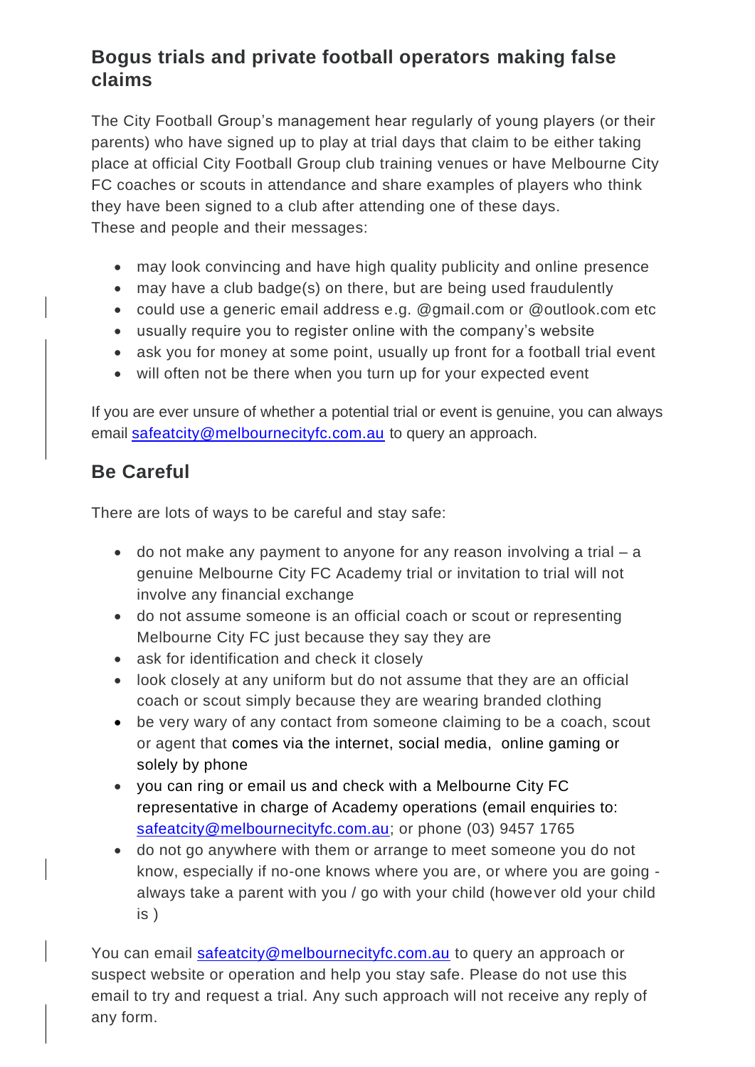## Bogus trials and private football operators making false claims

The City Football Group's management hear regularly of young players (or their parents) who have signed up to play at trial days that claim to be either taking place at official City Football Group club training venues or have Melbourne City FC coaches or scouts in attendance and share examples of players who think they have been signed to a club after attending one of these days.
These and people and their messages:

- may look convincing and have high quality publicity and online presence
- may have a club badge(s) on there, but are being used fraudulently
- could use a generic email address e.g. @gmail.com or @outlook.com etc
- usually require you to register online with the company's website
- ask you for money at some point, usually up front for a football trial event
- will often not be there when you turn up for your expected event

If you are ever unsure of whether a potential trial or event is genuine, you can always email safeatcity@melbournecityfc.com.au to query an approach.

## Be Careful

There are lots of ways to be careful and stay safe:

- do not make any payment to anyone for any reason involving a trial – a genuine Melbourne City FC Academy trial or invitation to trial will not involve any financial exchange
- do not assume someone is an official coach or scout or representing Melbourne City FC just because they say they are
- ask for identification and check it closely
- look closely at any uniform but do not assume that they are an official coach or scout simply because they are wearing branded clothing
- be very wary of any contact from someone claiming to be a coach, scout or agent that comes via the internet, social media, online gaming or solely by phone
- you can ring or email us and check with a Melbourne City FC representative in charge of Academy operations (email enquiries to: safeatcity@melbournecityfc.com.au; or phone (03) 9457 1765
- do not go anywhere with them or arrange to meet someone you do not know, especially if no-one knows where you are, or where you are going - always take a parent with you / go with your child (however old your child is )

You can email safeatcity@melbournecityfc.com.au to query an approach or suspect website or operation and help you stay safe. Please do not use this email to try and request a trial. Any such approach will not receive any reply of any form.